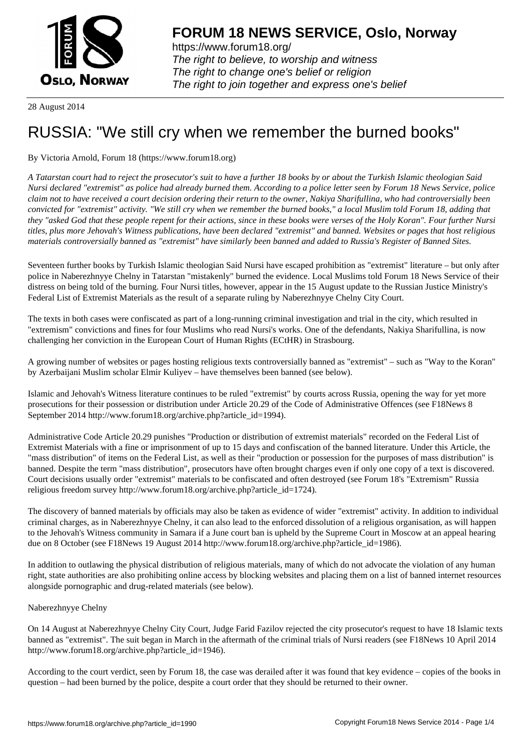# FORUM 18 NEWS SERVICE, Oslo, Norway

https://www.forum18.org/
*The right to believe, to worship and witness*
*The right to change one's belief or religion*
*The right to join together and express one's belief*

28 August 2014

# RUSSIA: "We still cry when we remember the burned books"

By Victoria Arnold, Forum 18 (https://www.forum18.org)

*A Tatarstan court had to reject the prosecutor's suit to have a further 18 books by or about the Turkish Islamic theologian Said Nursi declared "extremist" as police had already burned them. According to a police letter seen by Forum 18 News Service, police claim not to have received a court decision ordering their return to the owner, Nakiya Sharifullina, who had controversially been convicted for "extremist" activity. "We still cry when we remember the burned books," a local Muslim told Forum 18, adding that they "asked God that these people repent for their actions, since in these books were verses of the Holy Koran". Four further Nursi titles, plus more Jehovah's Witness publications, have been declared "extremist" and banned. Websites or pages that host religious materials controversially banned as "extremist" have similarly been banned and added to Russia's Register of Banned Sites.*

Seventeen further books by Turkish Islamic theologian Said Nursi have escaped prohibition as "extremist" literature – but only after police in Naberezhnyye Chelny in Tatarstan "mistakenly" burned the evidence. Local Muslims told Forum 18 News Service of their distress on being told of the burning. Four Nursi titles, however, appear in the 15 August update to the Russian Justice Ministry's Federal List of Extremist Materials as the result of a separate ruling by Naberezhnyye Chelny City Court.

The texts in both cases were confiscated as part of a long-running criminal investigation and trial in the city, which resulted in "extremism" convictions and fines for four Muslims who read Nursi's works. One of the defendants, Nakiya Sharifullina, is now challenging her conviction in the European Court of Human Rights (ECtHR) in Strasbourg.

A growing number of websites or pages hosting religious texts controversially banned as "extremist" – such as "Way to the Koran" by Azerbaijani Muslim scholar Elmir Kuliyev – have themselves been banned (see below).

Islamic and Jehovah's Witness literature continues to be ruled "extremist" by courts across Russia, opening the way for yet more prosecutions for their possession or distribution under Article 20.29 of the Code of Administrative Offences (see F18News 8 September 2014 http://www.forum18.org/archive.php?article_id=1994).

Administrative Code Article 20.29 punishes "Production or distribution of extremist materials" recorded on the Federal List of Extremist Materials with a fine or imprisonment of up to 15 days and confiscation of the banned literature. Under this Article, the "mass distribution" of items on the Federal List, as well as their "production or possession for the purposes of mass distribution" is banned. Despite the term "mass distribution", prosecutors have often brought charges even if only one copy of a text is discovered. Court decisions usually order "extremist" materials to be confiscated and often destroyed (see Forum 18's "Extremism" Russia religious freedom survey http://www.forum18.org/archive.php?article_id=1724).

The discovery of banned materials by officials may also be taken as evidence of wider "extremist" activity. In addition to individual criminal charges, as in Naberezhnyye Chelny, it can also lead to the enforced dissolution of a religious organisation, as will happen to the Jehovah's Witness community in Samara if a June court ban is upheld by the Supreme Court in Moscow at an appeal hearing due on 8 October (see F18News 19 August 2014 http://www.forum18.org/archive.php?article_id=1986).

In addition to outlawing the physical distribution of religious materials, many of which do not advocate the violation of any human right, state authorities are also prohibiting online access by blocking websites and placing them on a list of banned internet resources alongside pornographic and drug-related materials (see below).

Naberezhnyye Chelny

On 14 August at Naberezhnyye Chelny City Court, Judge Farid Fazilov rejected the city prosecutor's request to have 18 Islamic texts banned as "extremist". The suit began in March in the aftermath of the criminal trials of Nursi readers (see F18News 10 April 2014 http://www.forum18.org/archive.php?article_id=1946).

According to the court verdict, seen by Forum 18, the case was derailed after it was found that key evidence – copies of the books in question – had been burned by the police, despite a court order that they should be returned to their owner.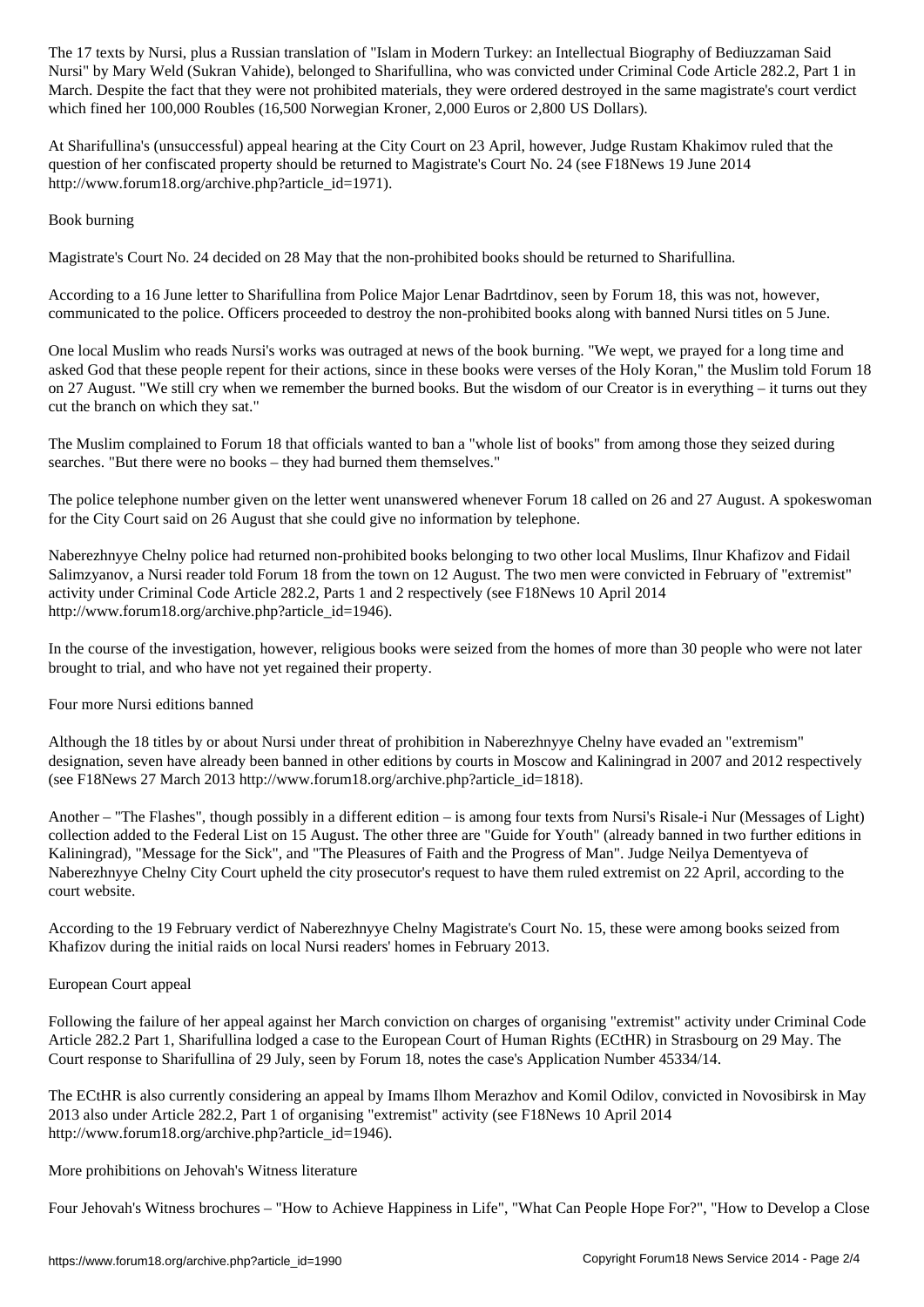The 17 texts by Nursi, plus a Russian translation of "Islam in Modern Turkey: an Intellectual Biography of Bediuzzaman Said Nursi" by Mary Weld (Sukran Vahide), belonged to Sharifullina, who was convicted under Criminal Code Article 282.2, Part 1 in March. Despite the fact that they were not prohibited materials, they were ordered destroyed in the same magistrate's court verdict which fined her 100,000 Roubles (16,500 Norwegian Kroner, 2,000 Euros or 2,800 US Dollars).

At Sharifullina's (unsuccessful) appeal hearing at the City Court on 23 April, however, Judge Rustam Khakimov ruled that the question of her confiscated property should be returned to Magistrate's Court No. 24 (see F18News 19 June 2014 http://www.forum18.org/archive.php?article_id=1971).

## Book burning

Magistrate's Court No. 24 decided on 28 May that the non-prohibited books should be returned to Sharifullina.

According to a 16 June letter to Sharifullina from Police Major Lenar Badrtdinov, seen by Forum 18, this was not, however, communicated to the police. Officers proceeded to destroy the non-prohibited books along with banned Nursi titles on 5 June.

One local Muslim who reads Nursi's works was outraged at news of the book burning. "We wept, we prayed for a long time and asked God that these people repent for their actions, since in these books were verses of the Holy Koran," the Muslim told Forum 18 on 27 August. "We still cry when we remember the burned books. But the wisdom of our Creator is in everything – it turns out they cut the branch on which they sat."

The Muslim complained to Forum 18 that officials wanted to ban a "whole list of books" from among those they seized during searches. "But there were no books – they had burned them themselves."

The police telephone number given on the letter went unanswered whenever Forum 18 called on 26 and 27 August. A spokeswoman for the City Court said on 26 August that she could give no information by telephone.

Naberezhnyye Chelny police had returned non-prohibited books belonging to two other local Muslims, Ilnur Khafizov and Fidail Salimzyanov, a Nursi reader told Forum 18 from the town on 12 August. The two men were convicted in February of "extremist" activity under Criminal Code Article 282.2, Parts 1 and 2 respectively (see F18News 10 April 2014 http://www.forum18.org/archive.php?article_id=1946).

In the course of the investigation, however, religious books were seized from the homes of more than 30 people who were not later brought to trial, and who have not yet regained their property.

## Four more Nursi editions banned

Although the 18 titles by or about Nursi under threat of prohibition in Naberezhnyye Chelny have evaded an "extremism" designation, seven have already been banned in other editions by courts in Moscow and Kaliningrad in 2007 and 2012 respectively (see F18News 27 March 2013 http://www.forum18.org/archive.php?article_id=1818).

Another – "The Flashes", though possibly in a different edition – is among four texts from Nursi's Risale-i Nur (Messages of Light) collection added to the Federal List on 15 August. The other three are "Guide for Youth" (already banned in two further editions in Kaliningrad), "Message for the Sick", and "The Pleasures of Faith and the Progress of Man". Judge Neilya Dementyeva of Naberezhnyye Chelny City Court upheld the city prosecutor's request to have them ruled extremist on 22 April, according to the court website.

According to the 19 February verdict of Naberezhnyye Chelny Magistrate's Court No. 15, these were among books seized from Khafizov during the initial raids on local Nursi readers' homes in February 2013.

## European Court appeal

Following the failure of her appeal against her March conviction on charges of organising "extremist" activity under Criminal Code Article 282.2 Part 1, Sharifullina lodged a case to the European Court of Human Rights (ECtHR) in Strasbourg on 29 May. The Court response to Sharifullina of 29 July, seen by Forum 18, notes the case's Application Number 45334/14.

The ECtHR is also currently considering an appeal by Imams Ilhom Merazhov and Komil Odilov, convicted in Novosibirsk in May 2013 also under Article 282.2, Part 1 of organising "extremist" activity (see F18News 10 April 2014 http://www.forum18.org/archive.php?article_id=1946).

## More prohibitions on Jehovah's Witness literature

Four Jehovah's Witness brochures – "How to Achieve Happiness in Life", "What Can People Hope For?", "How to Develop a Close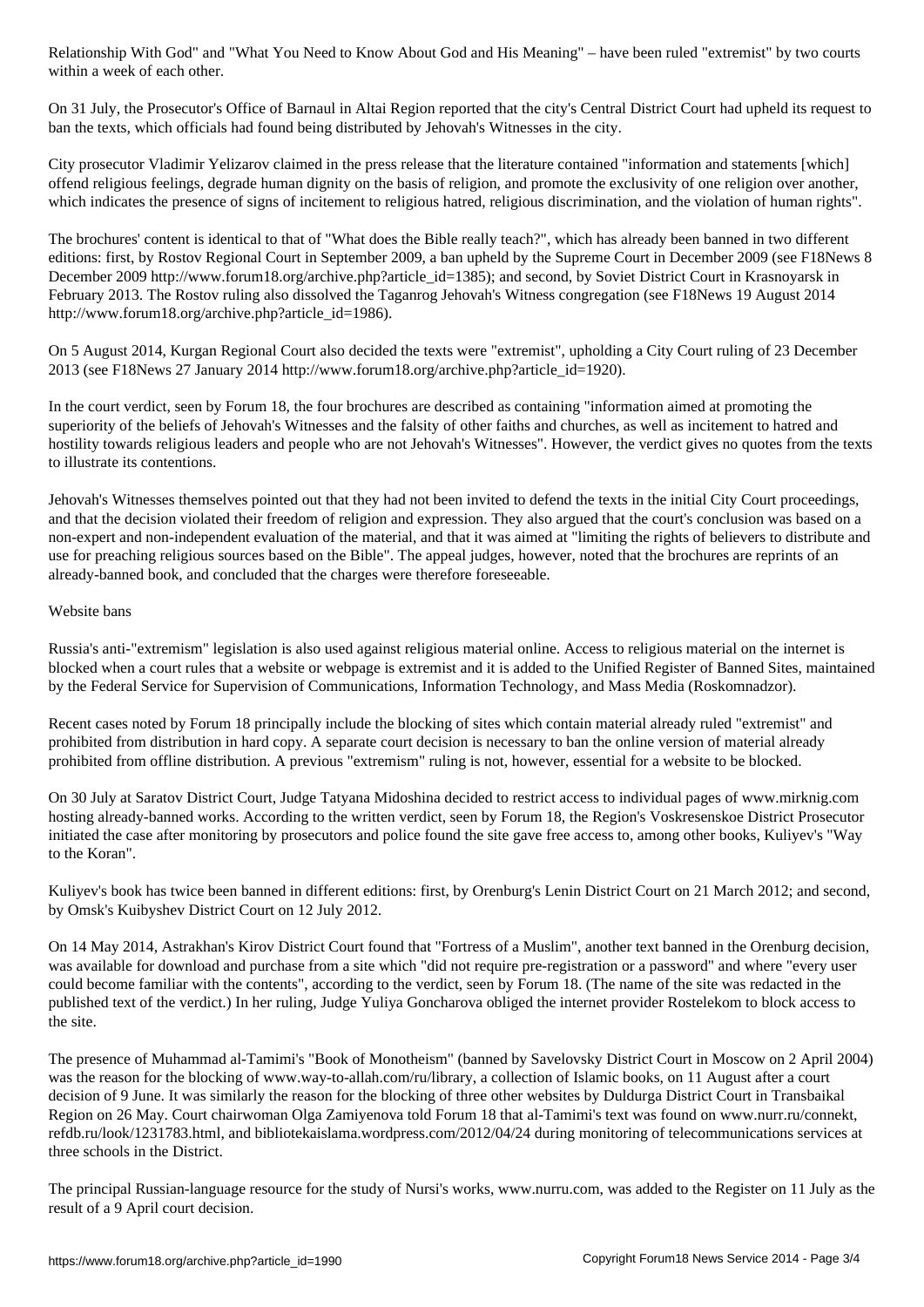Relationship With God" and "What You Need to Know About God and His Meaning" – have been ruled "extremist" by two courts within a week of each other.

On 31 July, the Prosecutor's Office of Barnaul in Altai Region reported that the city's Central District Court had upheld its request to ban the texts, which officials had found being distributed by Jehovah's Witnesses in the city.

City prosecutor Vladimir Yelizarov claimed in the press release that the literature contained "information and statements [which] offend religious feelings, degrade human dignity on the basis of religion, and promote the exclusivity of one religion over another, which indicates the presence of signs of incitement to religious hatred, religious discrimination, and the violation of human rights".

The brochures' content is identical to that of "What does the Bible really teach?", which has already been banned in two different editions: first, by Rostov Regional Court in September 2009, a ban upheld by the Supreme Court in December 2009 (see F18News 8 December 2009 http://www.forum18.org/archive.php?article_id=1385); and second, by Soviet District Court in Krasnoyarsk in February 2013. The Rostov ruling also dissolved the Taganrog Jehovah's Witness congregation (see F18News 19 August 2014 http://www.forum18.org/archive.php?article_id=1986).

On 5 August 2014, Kurgan Regional Court also decided the texts were "extremist", upholding a City Court ruling of 23 December 2013 (see F18News 27 January 2014 http://www.forum18.org/archive.php?article_id=1920).

In the court verdict, seen by Forum 18, the four brochures are described as containing "information aimed at promoting the superiority of the beliefs of Jehovah's Witnesses and the falsity of other faiths and churches, as well as incitement to hatred and hostility towards religious leaders and people who are not Jehovah's Witnesses". However, the verdict gives no quotes from the texts to illustrate its contentions.

Jehovah's Witnesses themselves pointed out that they had not been invited to defend the texts in the initial City Court proceedings, and that the decision violated their freedom of religion and expression. They also argued that the court's conclusion was based on a non-expert and non-independent evaluation of the material, and that it was aimed at "limiting the rights of believers to distribute and use for preaching religious sources based on the Bible". The appeal judges, however, noted that the brochures are reprints of an already-banned book, and concluded that the charges were therefore foreseeable.

## Website bans

Russia's anti-"extremism" legislation is also used against religious material online. Access to religious material on the internet is blocked when a court rules that a website or webpage is extremist and it is added to the Unified Register of Banned Sites, maintained by the Federal Service for Supervision of Communications, Information Technology, and Mass Media (Roskomnadzor).

Recent cases noted by Forum 18 principally include the blocking of sites which contain material already ruled "extremist" and prohibited from distribution in hard copy. A separate court decision is necessary to ban the online version of material already prohibited from offline distribution. A previous "extremism" ruling is not, however, essential for a website to be blocked.

On 30 July at Saratov District Court, Judge Tatyana Midoshina decided to restrict access to individual pages of www.mirknig.com hosting already-banned works. According to the written verdict, seen by Forum 18, the Region's Voskresenskoe District Prosecutor initiated the case after monitoring by prosecutors and police found the site gave free access to, among other books, Kuliyev's "Way to the Koran".

Kuliyev's book has twice been banned in different editions: first, by Orenburg's Lenin District Court on 21 March 2012; and second, by Omsk's Kuibyshev District Court on 12 July 2012.

On 14 May 2014, Astrakhan's Kirov District Court found that "Fortress of a Muslim", another text banned in the Orenburg decision, was available for download and purchase from a site which "did not require pre-registration or a password" and where "every user could become familiar with the contents", according to the verdict, seen by Forum 18. (The name of the site was redacted in the published text of the verdict.) In her ruling, Judge Yuliya Goncharova obliged the internet provider Rostelekom to block access to the site.

The presence of Muhammad al-Tamimi's "Book of Monotheism" (banned by Savelovsky District Court in Moscow on 2 April 2004) was the reason for the blocking of www.way-to-allah.com/ru/library, a collection of Islamic books, on 11 August after a court decision of 9 June. It was similarly the reason for the blocking of three other websites by Duldurga District Court in Transbaikal Region on 26 May. Court chairwoman Olga Zamiyenova told Forum 18 that al-Tamimi's text was found on www.nurr.ru/connekt, refdb.ru/look/1231783.html, and bibliotekaislama.wordpress.com/2012/04/24 during monitoring of telecommunications services at three schools in the District.

The principal Russian-language resource for the study of Nursi's works, www.nurru.com, was added to the Register on 11 July as the result of a 9 April court decision.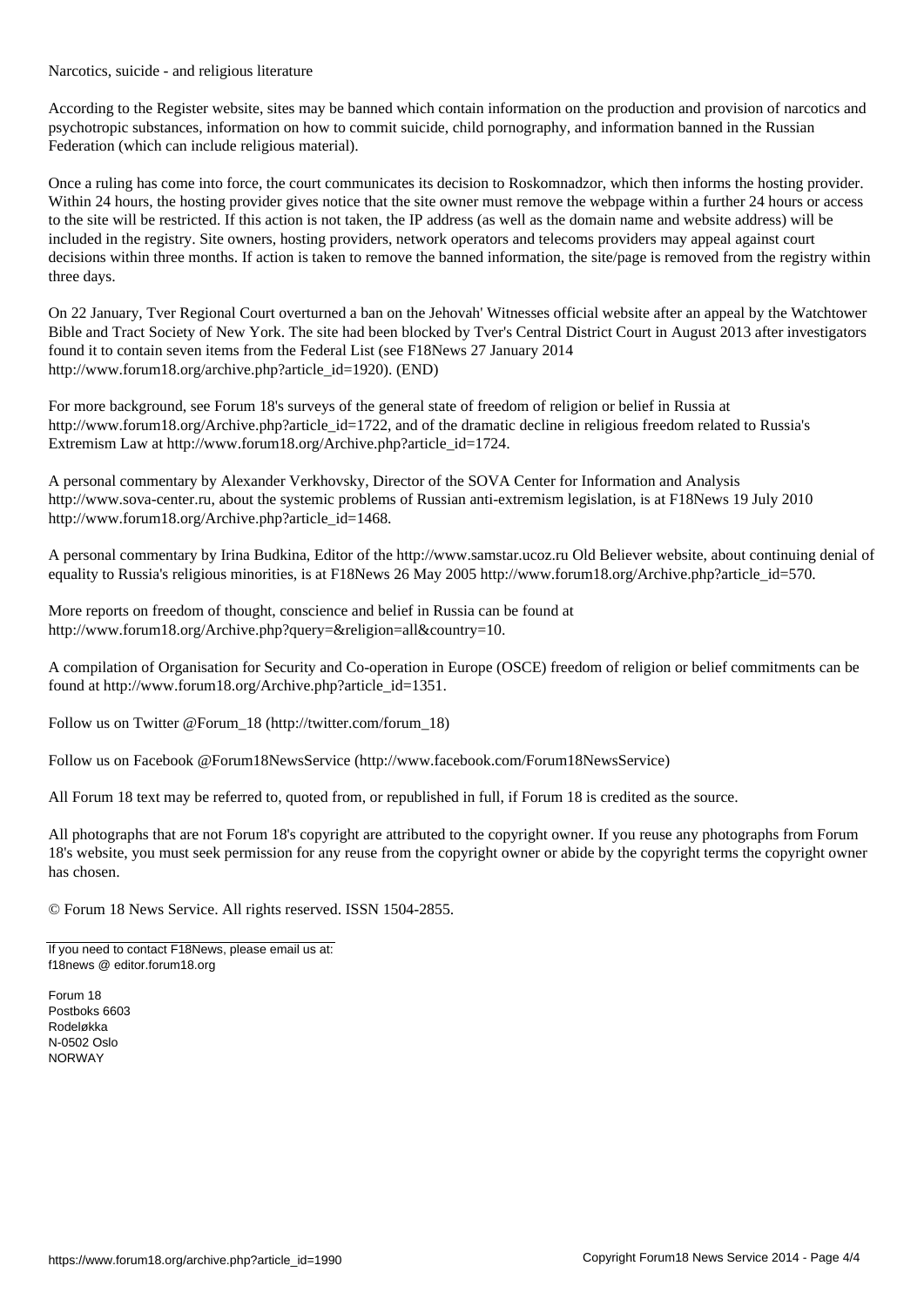Narcotics, suicide - and religious literature

According to the Register website, sites may be banned which contain information on the production and provision of narcotics and psychotropic substances, information on how to commit suicide, child pornography, and information banned in the Russian Federation (which can include religious material).

Once a ruling has come into force, the court communicates its decision to Roskomnadzor, which then informs the hosting provider. Within 24 hours, the hosting provider gives notice that the site owner must remove the webpage within a further 24 hours or access to the site will be restricted. If this action is not taken, the IP address (as well as the domain name and website address) will be included in the registry. Site owners, hosting providers, network operators and telecoms providers may appeal against court decisions within three months. If action is taken to remove the banned information, the site/page is removed from the registry within three days.

On 22 January, Tver Regional Court overturned a ban on the Jehovah' Witnesses official website after an appeal by the Watchtower Bible and Tract Society of New York. The site had been blocked by Tver's Central District Court in August 2013 after investigators found it to contain seven items from the Federal List (see F18News 27 January 2014 http://www.forum18.org/archive.php?article_id=1920). (END)

For more background, see Forum 18's surveys of the general state of freedom of religion or belief in Russia at http://www.forum18.org/Archive.php?article_id=1722, and of the dramatic decline in religious freedom related to Russia's Extremism Law at http://www.forum18.org/Archive.php?article_id=1724.

A personal commentary by Alexander Verkhovsky, Director of the SOVA Center for Information and Analysis http://www.sova-center.ru, about the systemic problems of Russian anti-extremism legislation, is at F18News 19 July 2010 http://www.forum18.org/Archive.php?article_id=1468.

A personal commentary by Irina Budkina, Editor of the http://www.samstar.ucoz.ru Old Believer website, about continuing denial of equality to Russia's religious minorities, is at F18News 26 May 2005 http://www.forum18.org/Archive.php?article_id=570.

More reports on freedom of thought, conscience and belief in Russia can be found at http://www.forum18.org/Archive.php?query=&religion=all&country=10.

A compilation of Organisation for Security and Co-operation in Europe (OSCE) freedom of religion or belief commitments can be found at http://www.forum18.org/Archive.php?article_id=1351.

Follow us on Twitter @Forum_18 (http://twitter.com/forum_18)

Follow us on Facebook @Forum18NewsService (http://www.facebook.com/Forum18NewsService)

All Forum 18 text may be referred to, quoted from, or republished in full, if Forum 18 is credited as the source.

All photographs that are not Forum 18's copyright are attributed to the copyright owner. If you reuse any photographs from Forum 18's website, you must seek permission for any reuse from the copyright owner or abide by the copyright terms the copyright owner has chosen.

© Forum 18 News Service. All rights reserved. ISSN 1504-2855.

If you need to contact F18News, please email us at:
f18news @ editor.forum18.org

Forum 18
Postboks 6603
Rodeløkka
N-0502 Oslo
NORWAY